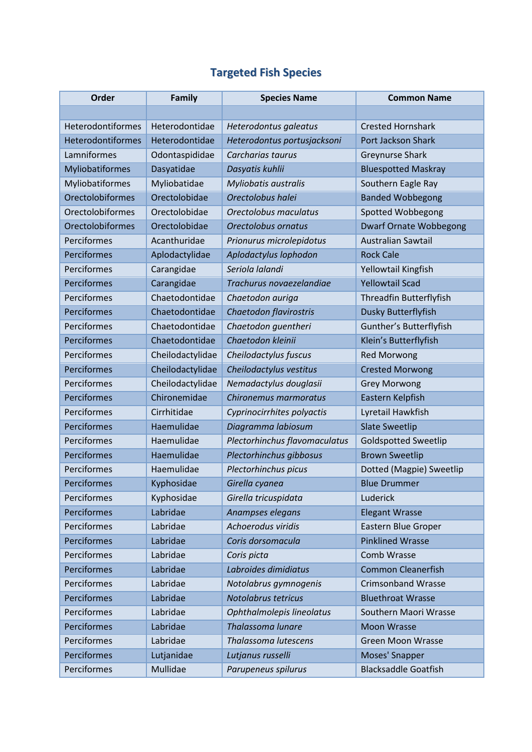# Targeted Fish Species

| Order | Family | Species Name | Common Name |
|---|---|---|---|
| | | | |
| Heterodontiformes | Heterodontidae | *Heterodontus galeatus* | Crested Hornshark |
| Heterodontiformes | Heterodontidae | *Heterodontus portusjacksoni* | Port Jackson Shark |
| Lamniformes | Odontaspididae | *Carcharias taurus* | Greynurse Shark |
| Myliobatiformes | Dasyatidae | *Dasyatis kuhlii* | Bluespotted Maskray |
| Myliobatiformes | Myliobatidae | *Myliobatis australis* | Southern Eagle Ray |
| Orectolobiformes | Orectolobidae | *Orectolobus halei* | Banded Wobbegong |
| Orectolobiformes | Orectolobidae | *Orectolobus maculatus* | Spotted Wobbegong |
| Orectolobiformes | Orectolobidae | *Orectolobus ornatus* | Dwarf Ornate Wobbegong |
| Perciformes | Acanthuridae | *Prionurus microlepidotus* | Australian Sawtail |
| Perciformes | Aplodactylidae | *Aplodactylus lophodon* | Rock Cale |
| Perciformes | Carangidae | *Seriola lalandi* | Yellowtail Kingfish |
| Perciformes | Carangidae | *Trachurus novaezelandiae* | Yellowtail Scad |
| Perciformes | Chaetodontidae | *Chaetodon auriga* | Threadfin Butterflyfish |
| Perciformes | Chaetodontidae | *Chaetodon flavirostris* | Dusky Butterflyfish |
| Perciformes | Chaetodontidae | *Chaetodon guentheri* | Gunther's Butterflyfish |
| Perciformes | Chaetodontidae | *Chaetodon kleinii* | Klein's Butterflyfish |
| Perciformes | Cheilodactylidae | *Cheilodactylus fuscus* | Red Morwong |
| Perciformes | Cheilodactylidae | *Cheilodactylus vestitus* | Crested Morwong |
| Perciformes | Cheilodactylidae | *Nemadactylus douglasii* | Grey Morwong |
| Perciformes | Chironemidae | *Chironemus marmoratus* | Eastern Kelpfish |
| Perciformes | Cirrhitidae | *Cyprinocirrhites polyactis* | Lyretail Hawkfish |
| Perciformes | Haemulidae | *Diagramma labiosum* | Slate Sweetlip |
| Perciformes | Haemulidae | *Plectorhinchus flavomaculatus* | Goldspotted Sweetlip |
| Perciformes | Haemulidae | *Plectorhinchus gibbosus* | Brown Sweetlip |
| Perciformes | Haemulidae | *Plectorhinchus picus* | Dotted (Magpie) Sweetlip |
| Perciformes | Kyphosidae | *Girella cyanea* | Blue Drummer |
| Perciformes | Kyphosidae | *Girella tricuspidata* | Luderick |
| Perciformes | Labridae | *Anampses elegans* | Elegant Wrasse |
| Perciformes | Labridae | *Achoerodus viridis* | Eastern Blue Groper |
| Perciformes | Labridae | *Coris dorsomacula* | Pinklined Wrasse |
| Perciformes | Labridae | *Coris picta* | Comb Wrasse |
| Perciformes | Labridae | *Labroides dimidiatus* | Common Cleanerfish |
| Perciformes | Labridae | *Notolabrus gymnogenis* | Crimsonband Wrasse |
| Perciformes | Labridae | *Notolabrus tetricus* | Bluethroat Wrasse |
| Perciformes | Labridae | *Ophthalmolepis lineolatus* | Southern Maori Wrasse |
| Perciformes | Labridae | *Thalassoma lunare* | Moon Wrasse |
| Perciformes | Labridae | *Thalassoma lutescens* | Green Moon Wrasse |
| Perciformes | Lutjanidae | *Lutjanus russelli* | Moses' Snapper |
| Perciformes | Mullidae | *Parupeneus spilurus* | Blacksaddle Goatfish |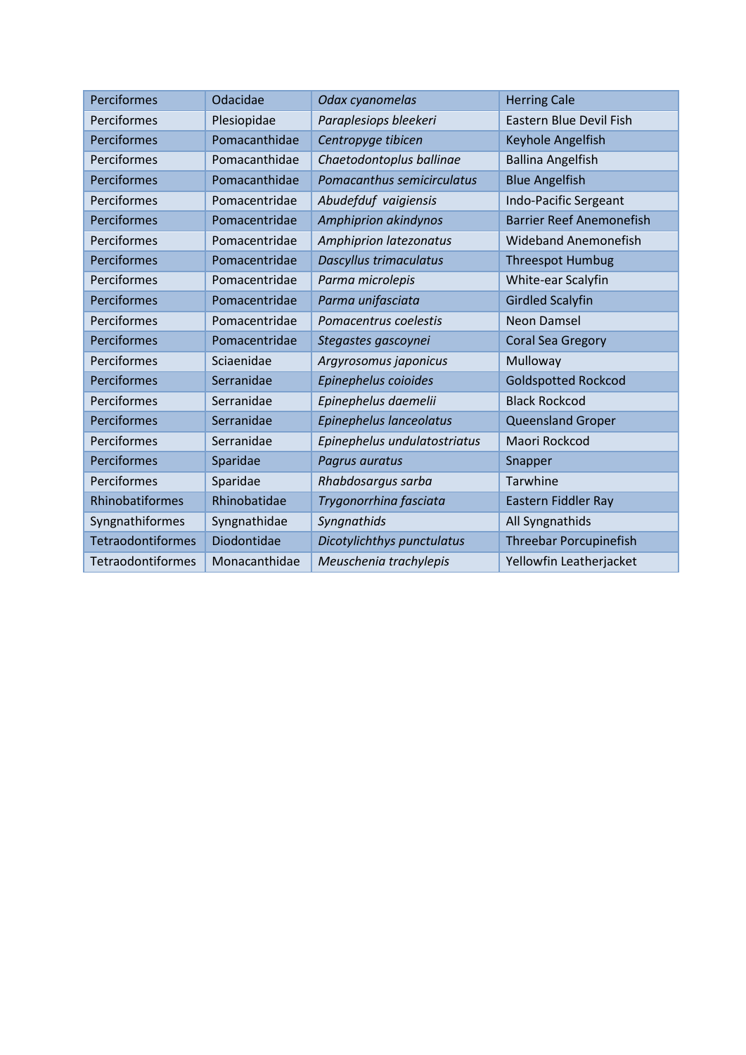| | | | |
|---|---|---|---|
| Perciformes | Odacidae | *Odax cyanomelas* | Herring Cale |
| Perciformes | Plesiopidae | *Paraplesiops bleekeri* | Eastern Blue Devil Fish |
| Perciformes | Pomacanthidae | *Centropyge tibicen* | Keyhole Angelfish |
| Perciformes | Pomacanthidae | *Chaetodontoplus ballinae* | Ballina Angelfish |
| Perciformes | Pomacanthidae | *Pomacanthus semicirculatus* | Blue Angelfish |
| Perciformes | Pomacentridae | *Abudefduf vaigiensis* | Indo-Pacific Sergeant |
| Perciformes | Pomacentridae | *Amphiprion akindynos* | Barrier Reef Anemonefish |
| Perciformes | Pomacentridae | *Amphiprion latezonatus* | Wideband Anemonefish |
| Perciformes | Pomacentridae | *Dascyllus trimaculatus* | Threespot Humbug |
| Perciformes | Pomacentridae | *Parma microlepis* | White-ear Scalyfin |
| Perciformes | Pomacentridae | *Parma unifasciata* | Girdled Scalyfin |
| Perciformes | Pomacentridae | *Pomacentrus coelestis* | Neon Damsel |
| Perciformes | Pomacentridae | *Stegastes gascoynei* | Coral Sea Gregory |
| Perciformes | Sciaenidae | *Argyrosomus japonicus* | Mulloway |
| Perciformes | Serranidae | *Epinephelus coioides* | Goldspotted Rockcod |
| Perciformes | Serranidae | *Epinephelus daemelii* | Black Rockcod |
| Perciformes | Serranidae | *Epinephelus lanceolatus* | Queensland Groper |
| Perciformes | Serranidae | *Epinephelus undulatostriatus* | Maori Rockcod |
| Perciformes | Sparidae | *Pagrus auratus* | Snapper |
| Perciformes | Sparidae | *Rhabdosargus sarba* | Tarwhine |
| Rhinobatiformes | Rhinobatidae | *Trygonorrhina fasciata* | Eastern Fiddler Ray |
| Syngnathiformes | Syngnathidae | *Syngnathids* | All Syngnathids |
| Tetraodontiformes | Diodontidae | *Dicotylichthys punctulatus* | Threebar Porcupinefish |
| Tetraodontiformes | Monacanthidae | *Meuschenia trachylepis* | Yellowfin Leatherjacket |